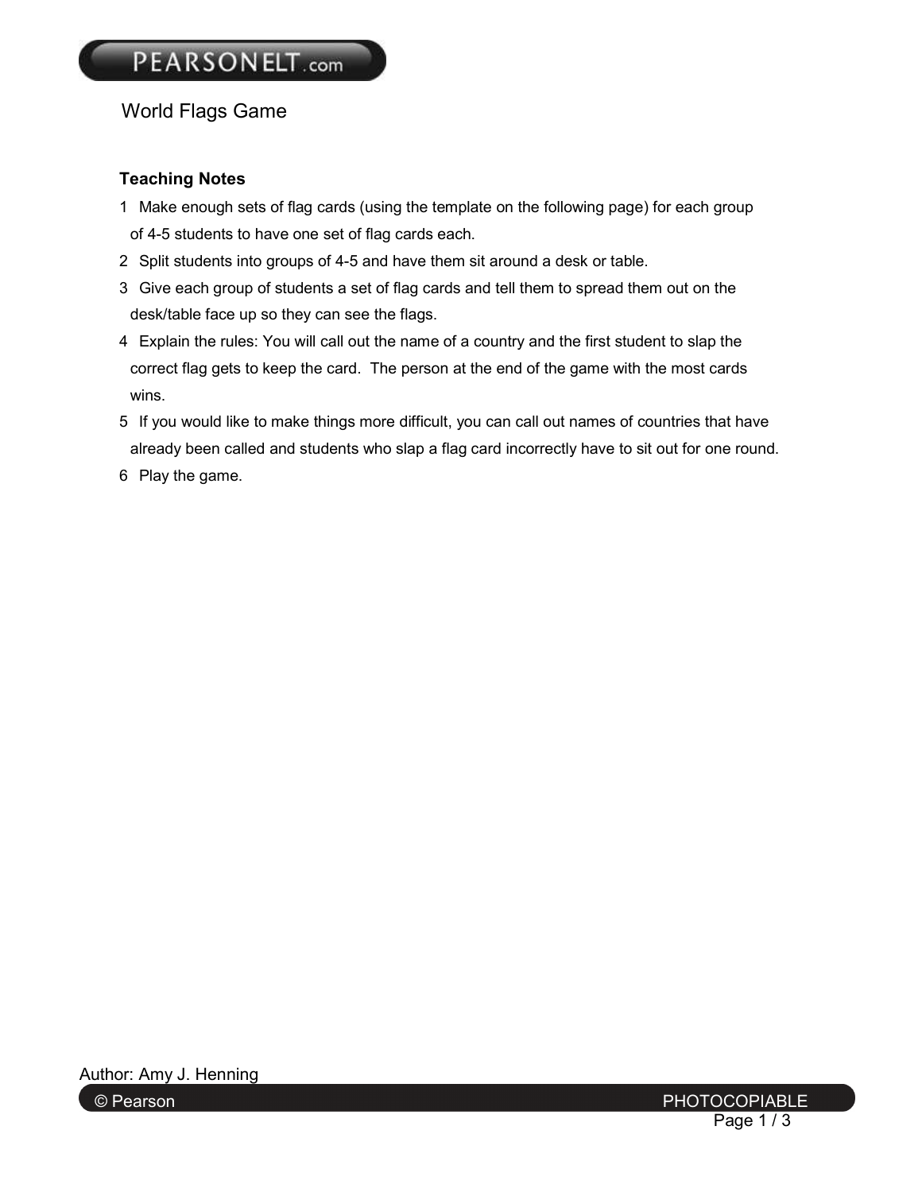# World Flags Game

## Teaching Notes

1. Make enough sets of flag cards (using the template on the following page) for each group of 4-5 students to have one set of flag cards each.
2. Split students into groups of 4-5 and have them sit around a desk or table.
3. Give each group of students a set of flag cards and tell them to spread them out on the desk/table face up so they can see the flags.
4. Explain the rules: You will call out the name of a country and the first student to slap the correct flag gets to keep the card. The person at the end of the game with the most cards wins.
5. If you would like to make things more difficult, you can call out names of countries that have already been called and students who slap a flag card incorrectly have to sit out for one round.
6. Play the game.

Author: Amy J. Henning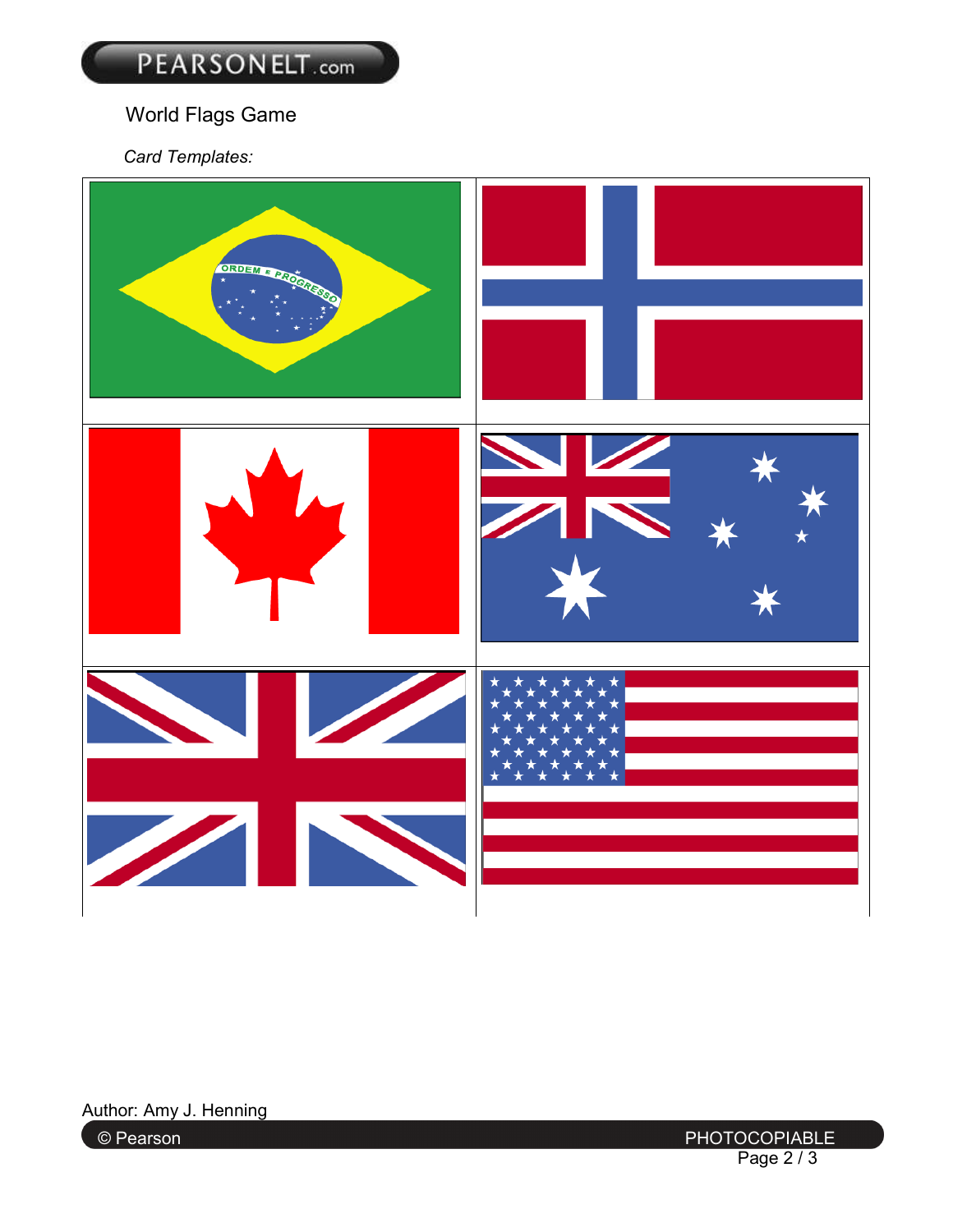World Flags Game

*Card Templates:*

Author: Amy J. Henning

© Pearson

PHOTOCOPIABLE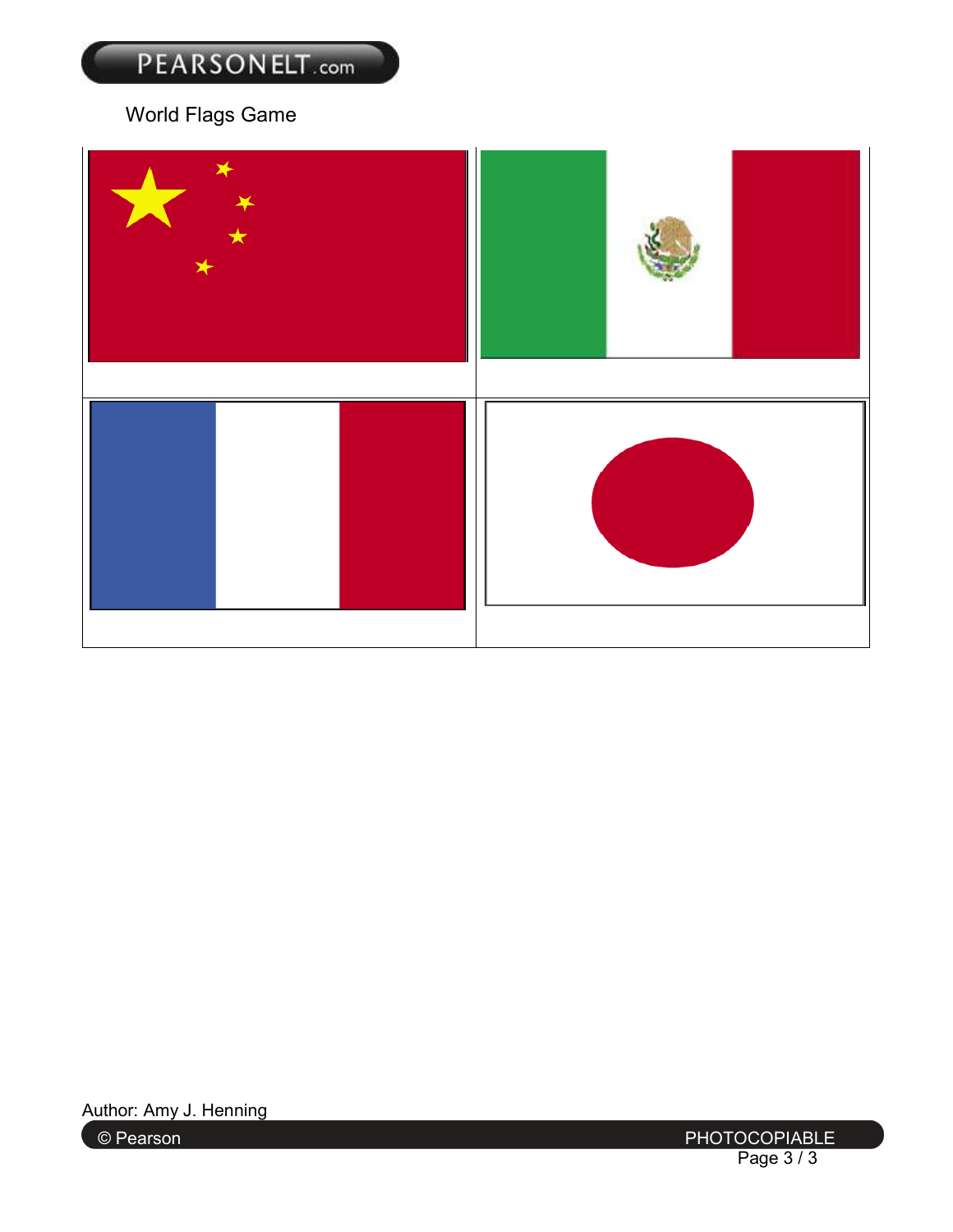World Flags Game

Author: Amy J. Henning